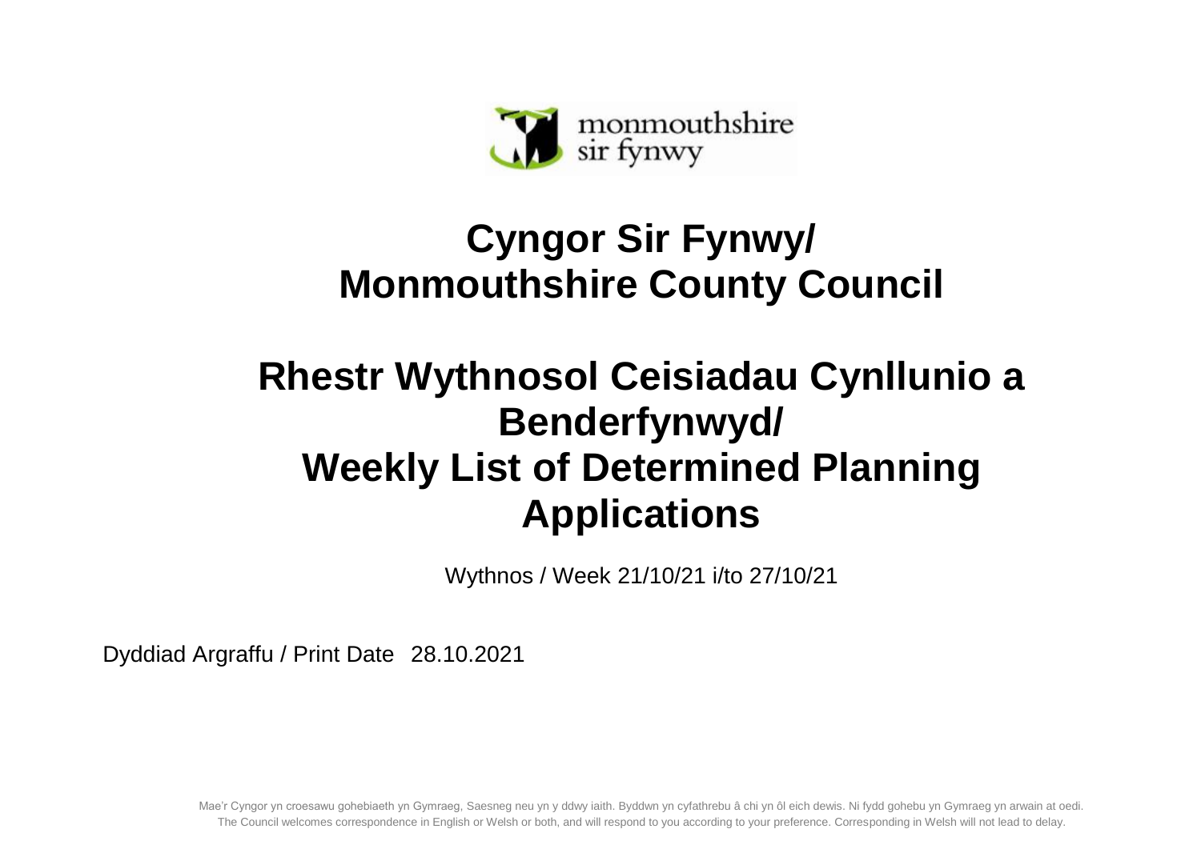monmouthshire
sir fynwy

# Cyngor Sir Fynwy/ Monmouthshire County Council

# Rhestr Wythnosol Ceisiadau Cynllunio a Benderfynwyd/ Weekly List of Determined Planning Applications

Wythnos / Week 21/10/21 i/to 27/10/21

Dyddiad Argraffu / Print Date 28.10.2021

Mae'r Cyngor yn croesawu gohebiaeth yn Gymraeg, Saesneg neu yn y ddwy iaith. Byddwn yn cyfathrebu â chi yn ôl eich dewis. Ni fydd gohebu yn Gymraeg yn arwain at oedi.
The Council welcomes correspondence in English or Welsh or both, and will respond to you according to your preference. Corresponding in Welsh will not lead to delay.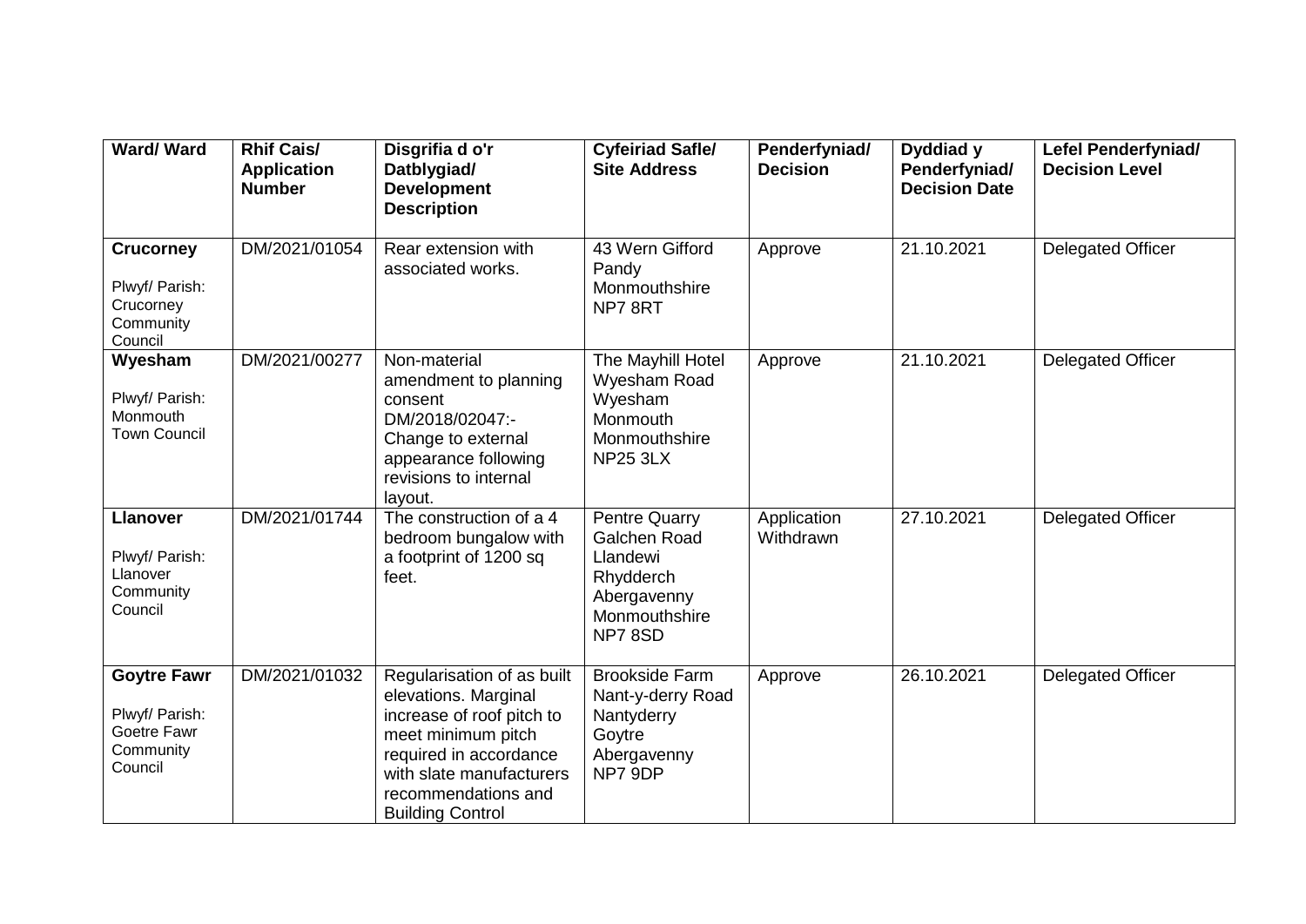| Ward/ Ward | Rhif Cais/ Application Number | Disgrifia d o'r Datblygiad/ Development Description | Cyfeiriad Safle/ Site Address | Penderfyniad/ Decision | Dyddiad y Penderfyniad/ Decision Date | Lefel Penderfyniad/ Decision Level |
|---|---|---|---|---|---|---|
| **Crucorney** Plwyf/ Parish: Crucorney Community Council | DM/2021/01054 | Rear extension with associated works. | 43 Wern Gifford Pandy Monmouthshire NP7 8RT | Approve | 21.10.2021 | Delegated Officer |
| **Wyesham** Plwyf/ Parish: Monmouth Town Council | DM/2021/00277 | Non-material amendment to planning consent DM/2018/02047:- Change to external appearance following revisions to internal layout. | The Mayhill Hotel Wyesham Road Wyesham Monmouth Monmouthshire NP25 3LX | Approve | 21.10.2021 | Delegated Officer |
| **Llanover** Plwyf/ Parish: Llanover Community Council | DM/2021/01744 | The construction of a 4 bedroom bungalow with a footprint of 1200 sq feet. | Pentre Quarry Galchen Road Llandewi Rhydderch Abergavenny Monmouthshire NP7 8SD | Application Withdrawn | 27.10.2021 | Delegated Officer |
| **Goytre Fawr** Plwyf/ Parish: Goetre Fawr Community Council | DM/2021/01032 | Regularisation of as built elevations. Marginal increase of roof pitch to meet minimum pitch required in accordance with slate manufacturers recommendations and Building Control | Brookside Farm Nant-y-derry Road Nantyderry Goytre Abergavenny NP7 9DP | Approve | 26.10.2021 | Delegated Officer |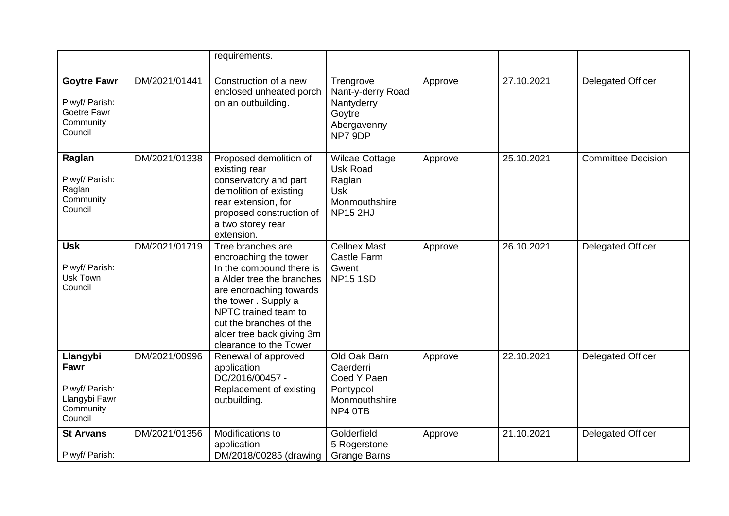| | | requirements. | | | | |
|---|---|---|---|---|---|---|
| **Goytre Fawr**<br><br>Plwyf/ Parish: Goetre Fawr Community Council | DM/2021/01441 | Construction of a new enclosed unheated porch on an outbuilding. | Trengrove<br>Nant-y-derry Road<br>Nantyderry<br>Goytre<br>Abergavenny<br>NP7 9DP | Approve | 27.10.2021 | Delegated Officer |
| **Raglan**<br><br>Plwyf/ Parish: Raglan Community Council | DM/2021/01338 | Proposed demolition of existing rear conservatory and part demolition of existing rear extension, for proposed construction of a two storey rear extension. | Wilcae Cottage<br>Usk Road<br>Raglan<br>Usk<br>Monmouthshire<br>NP15 2HJ | Approve | 25.10.2021 | Committee Decision |
| **Usk**<br><br>Plwyf/ Parish: Usk Town Council | DM/2021/01719 | Tree branches are encroaching the tower . In the compound there is a Alder tree the branches are encroaching towards the tower . Supply a NPTC trained team to cut the branches of the alder tree back giving 3m clearance to the Tower | Cellnex Mast<br>Castle Farm<br>Gwent<br>NP15 1SD | Approve | 26.10.2021 | Delegated Officer |
| **Llangybi Fawr**<br><br>Plwyf/ Parish: Llangybi Fawr Community Council | DM/2021/00996 | Renewal of approved application DC/2016/00457 - Replacement of existing outbuilding. | Old Oak Barn<br>Caerderri<br>Coed Y Paen<br>Pontypool<br>Monmouthshire<br>NP4 0TB | Approve | 22.10.2021 | Delegated Officer |
| **St Arvans**<br><br>Plwyf/ Parish: | DM/2021/01356 | Modifications to application DM/2018/00285 (drawing | Golderfield<br>5 Rogerstone<br>Grange Barns | Approve | 21.10.2021 | Delegated Officer |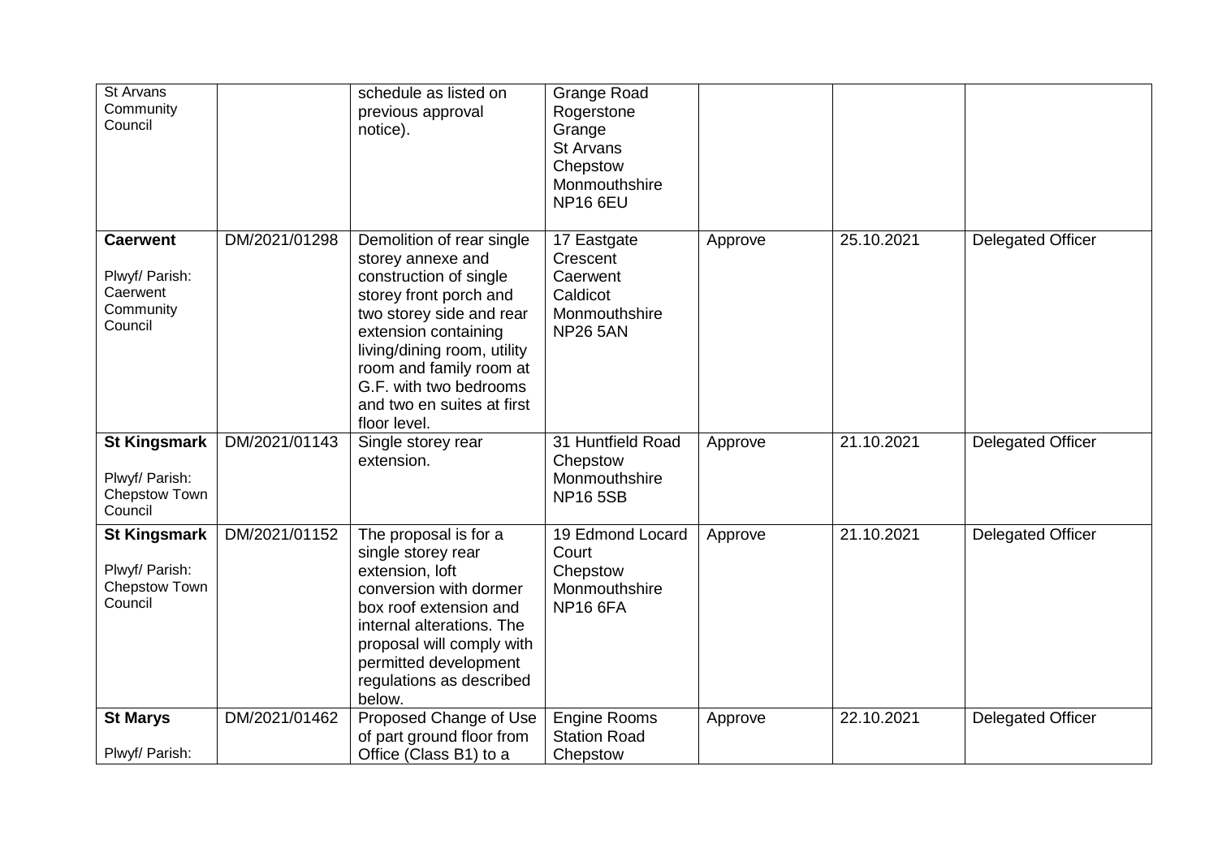| | | | | | | |
|---|---|---|---|---|---|---|
| St Arvans Community Council | | schedule as listed on previous approval notice). | Grange Road Rogerstone Grange St Arvans Chepstow Monmouthshire NP16 6EU | | | |
| **Caerwent** Plwyf/ Parish: Caerwent Community Council | DM/2021/01298 | Demolition of rear single storey annexe and construction of single storey front porch and two storey side and rear extension containing living/dining room, utility room and family room at G.F. with two bedrooms and two en suites at first floor level. | 17 Eastgate Crescent Caerwent Caldicot Monmouthshire NP26 5AN | Approve | 25.10.2021 | Delegated Officer |
| **St Kingsmark** Plwyf/ Parish: Chepstow Town Council | DM/2021/01143 | Single storey rear extension. | 31 Huntfield Road Chepstow Monmouthshire NP16 5SB | Approve | 21.10.2021 | Delegated Officer |
| **St Kingsmark** Plwyf/ Parish: Chepstow Town Council | DM/2021/01152 | The proposal is for a single storey rear extension, loft conversion with dormer box roof extension and internal alterations. The proposal will comply with permitted development regulations as described below. | 19 Edmond Locard Court Chepstow Monmouthshire NP16 6FA | Approve | 21.10.2021 | Delegated Officer |
| **St Marys** Plwyf/ Parish: | DM/2021/01462 | Proposed Change of Use of part ground floor from Office (Class B1) to a | Engine Rooms Station Road Chepstow | Approve | 22.10.2021 | Delegated Officer |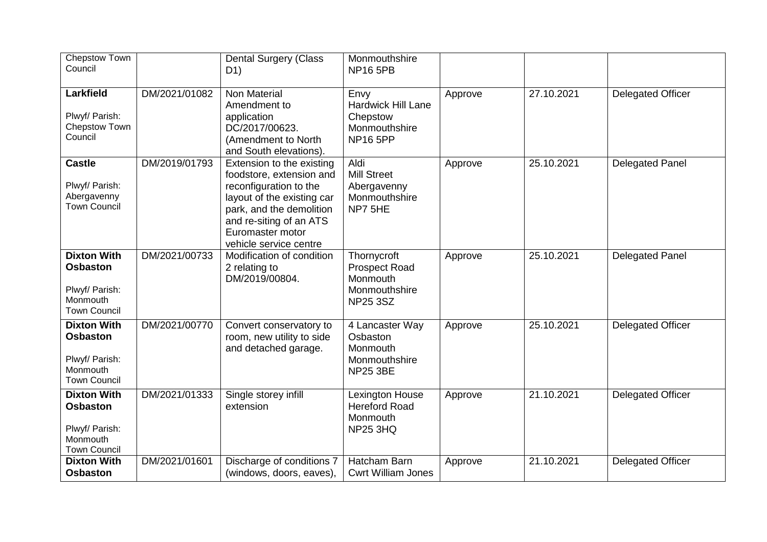| | | | | | | |
|---|---|---|---|---|---|---|
| Chepstow Town Council | | Dental Surgery (Class D1) | Monmouthshire NP16 5PB | | | |
| **Larkfield**<br><br>Plwyf/ Parish: Chepstow Town Council | DM/2021/01082 | Non Material Amendment to application DC/2017/00623. (Amendment to North and South elevations). | Envy Hardwick Hill Lane Chepstow Monmouthshire NP16 5PP | Approve | 27.10.2021 | Delegated Officer |
| **Castle**<br><br>Plwyf/ Parish: Abergavenny Town Council | DM/2019/01793 | Extension to the existing foodstore, extension and reconfiguration to the layout of the existing car park, and the demolition and re-siting of an ATS Euromaster motor vehicle service centre | Aldi Mill Street Abergavenny Monmouthshire NP7 5HE | Approve | 25.10.2021 | Delegated Panel |
| **Dixton With Osbaston**<br><br>Plwyf/ Parish: Monmouth Town Council | DM/2021/00733 | Modification of condition 2 relating to DM/2019/00804. | Thornycroft Prospect Road Monmouth Monmouthshire NP25 3SZ | Approve | 25.10.2021 | Delegated Panel |
| **Dixton With Osbaston**<br><br>Plwyf/ Parish: Monmouth Town Council | DM/2021/00770 | Convert conservatory to room, new utility to side and detached garage. | 4 Lancaster Way Osbaston Monmouth Monmouthshire NP25 3BE | Approve | 25.10.2021 | Delegated Officer |
| **Dixton With Osbaston**<br><br>Plwyf/ Parish: Monmouth Town Council | DM/2021/01333 | Single storey infill extension | Lexington House Hereford Road Monmouth NP25 3HQ | Approve | 21.10.2021 | Delegated Officer |
| **Dixton With Osbaston** | DM/2021/01601 | Discharge of conditions 7 (windows, doors, eaves), | Hatcham Barn Cwrt William Jones | Approve | 21.10.2021 | Delegated Officer |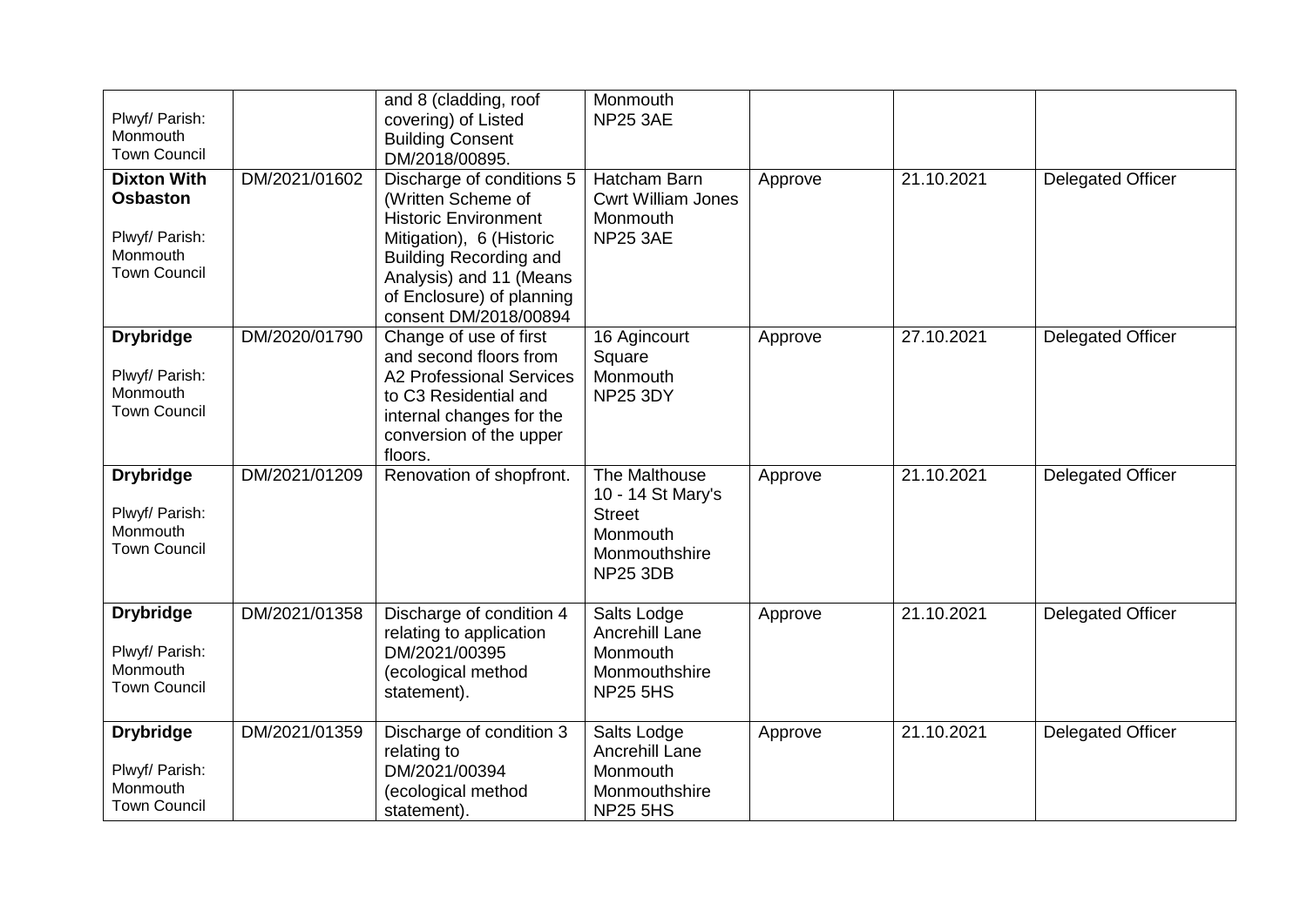| | | | | | | |
|---|---|---|---|---|---|---|
| Plwyf/ Parish: Monmouth Town Council | | and 8 (cladding, roof covering) of Listed Building Consent DM/2018/00895. | Monmouth NP25 3AE | | | |
| **Dixton With Osbaston** Plwyf/ Parish: Monmouth Town Council | DM/2021/01602 | Discharge of conditions 5 (Written Scheme of Historic Environment Mitigation), 6 (Historic Building Recording and Analysis) and 11 (Means of Enclosure) of planning consent DM/2018/00894 | Hatcham Barn Cwrt William Jones Monmouth NP25 3AE | Approve | 21.10.2021 | Delegated Officer |
| **Drybridge** Plwyf/ Parish: Monmouth Town Council | DM/2020/01790 | Change of use of first and second floors from A2 Professional Services to C3 Residential and internal changes for the conversion of the upper floors. | 16 Agincourt Square Monmouth NP25 3DY | Approve | 27.10.2021 | Delegated Officer |
| **Drybridge** Plwyf/ Parish: Monmouth Town Council | DM/2021/01209 | Renovation of shopfront. | The Malthouse 10 - 14 St Mary's Street Monmouth Monmouthshire NP25 3DB | Approve | 21.10.2021 | Delegated Officer |
| **Drybridge** Plwyf/ Parish: Monmouth Town Council | DM/2021/01358 | Discharge of condition 4 relating to application DM/2021/00395 (ecological method statement). | Salts Lodge Ancrehill Lane Monmouth Monmouthshire NP25 5HS | Approve | 21.10.2021 | Delegated Officer |
| **Drybridge** Plwyf/ Parish: Monmouth Town Council | DM/2021/01359 | Discharge of condition 3 relating to DM/2021/00394 (ecological method statement). | Salts Lodge Ancrehill Lane Monmouth Monmouthshire NP25 5HS | Approve | 21.10.2021 | Delegated Officer |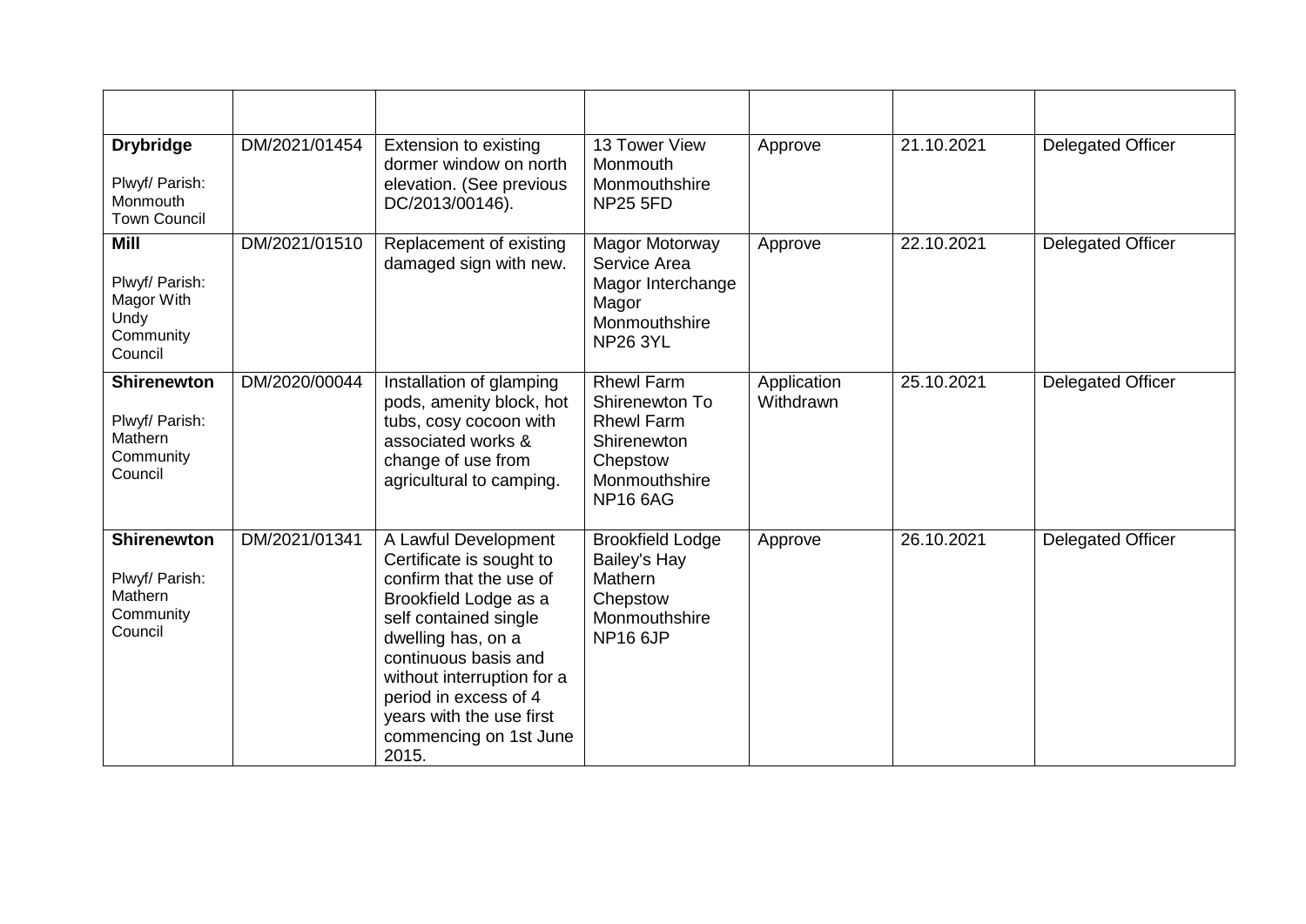| | | | | | | |
|---|---|---|---|---|---|---|
| **Drybridge** Plwyf/ Parish: Monmouth Town Council | DM/2021/01454 | Extension to existing dormer window on north elevation. (See previous DC/2013/00146). | 13 Tower View Monmouth Monmouthshire NP25 5FD | Approve | 21.10.2021 | Delegated Officer |
| **Mill** Plwyf/ Parish: Magor With Undy Community Council | DM/2021/01510 | Replacement of existing damaged sign with new. | Magor Motorway Service Area Magor Interchange Magor Monmouthshire NP26 3YL | Approve | 22.10.2021 | Delegated Officer |
| **Shirenewton** Plwyf/ Parish: Mathern Community Council | DM/2020/00044 | Installation of glamping pods, amenity block, hot tubs, cosy cocoon with associated works & change of use from agricultural to camping. | Rhewl Farm Shirenewton To Rhewl Farm Shirenewton Chepstow Monmouthshire NP16 6AG | Application Withdrawn | 25.10.2021 | Delegated Officer |
| **Shirenewton** Plwyf/ Parish: Mathern Community Council | DM/2021/01341 | A Lawful Development Certificate is sought to confirm that the use of Brookfield Lodge as a self contained single dwelling has, on a continuous basis and without interruption for a period in excess of 4 years with the use first commencing on 1st June 2015. | Brookfield Lodge Bailey's Hay Mathern Chepstow Monmouthshire NP16 6JP | Approve | 26.10.2021 | Delegated Officer |